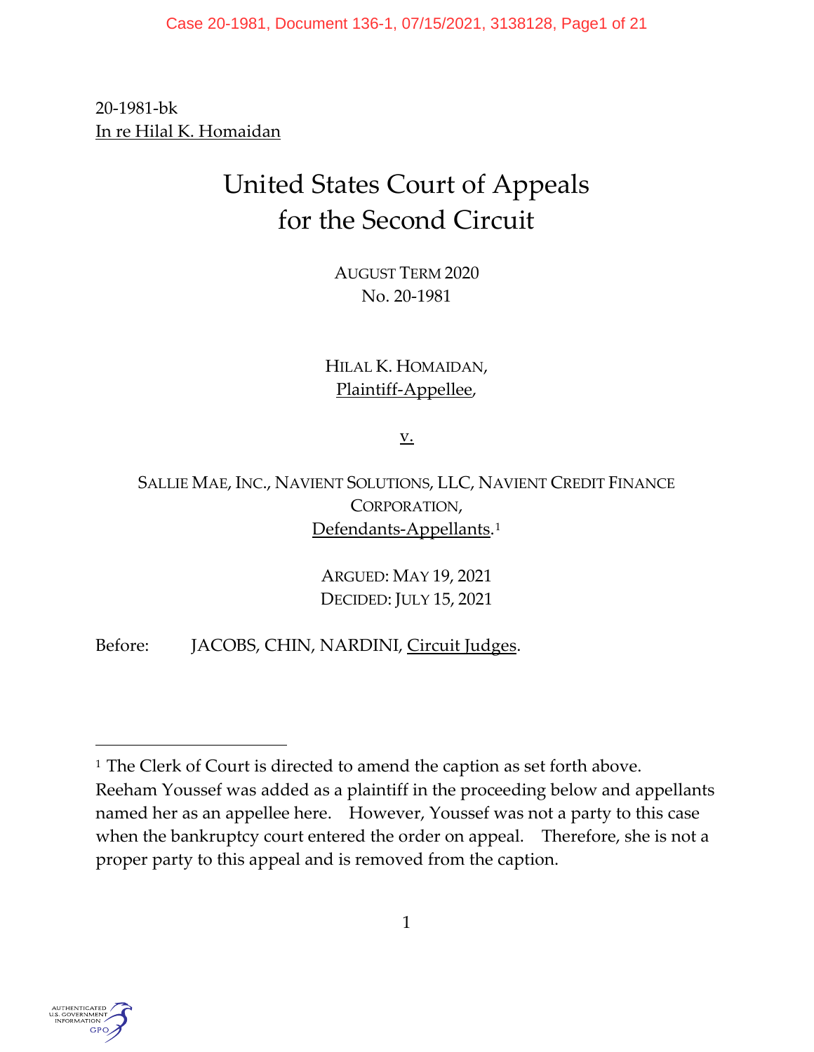20-1981-bk
In re Hilal K. Homaidan

# United States Court of Appeals for the Second Circuit

AUGUST TERM 2020
No. 20-1981

HILAL K. HOMAIDAN,
Plaintiff-Appellee,

v.

SALLIE MAE, INC., NAVIENT SOLUTIONS, LLC, NAVIENT CREDIT FINANCE CORPORATION,
Defendants-Appellants.[1]

ARGUED: MAY 19, 2021
DECIDED: JULY 15, 2021

Before: JACOBS, CHIN, NARDINI, Circuit Judges.

---

[1] The Clerk of Court is directed to amend the caption as set forth above. Reeham Youssef was added as a plaintiff in the proceeding below and appellants named her as an appellee here. However, Youssef was not a party to this case when the bankruptcy court entered the order on appeal. Therefore, she is not a proper party to this appeal and is removed from the caption.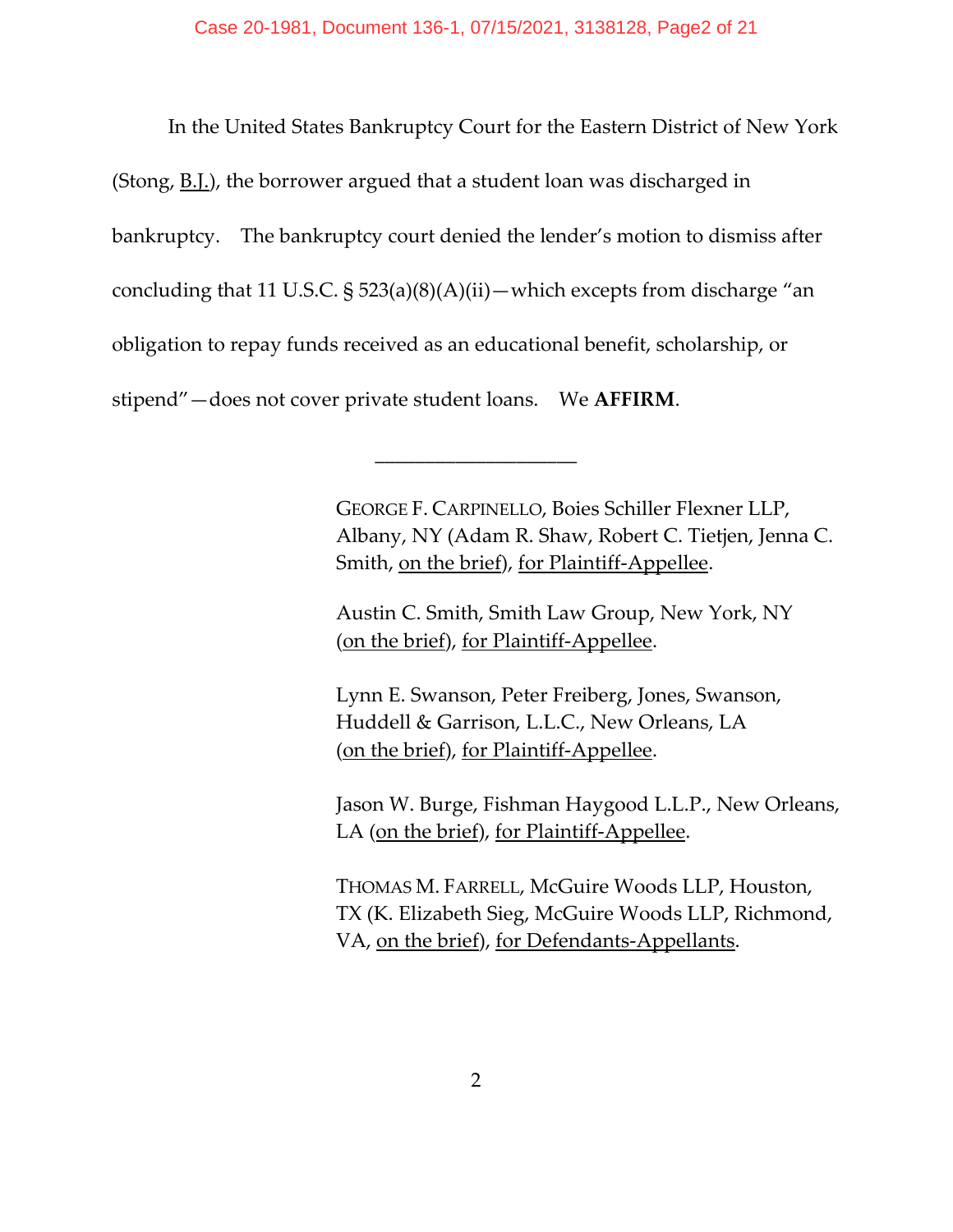In the United States Bankruptcy Court for the Eastern District of New York (Stong, B.J.), the borrower argued that a student loan was discharged in bankruptcy. The bankruptcy court denied the lender's motion to dismiss after concluding that 11 U.S.C. § 523(a)(8)(A)(ii)—which excepts from discharge "an obligation to repay funds received as an educational benefit, scholarship, or stipend"—does not cover private student loans. We **AFFIRM**.

---

GEORGE F. CARPINELLO, Boies Schiller Flexner LLP, Albany, NY (Adam R. Shaw, Robert C. Tietjen, Jenna C. Smith, on the brief), for Plaintiff-Appellee.

Austin C. Smith, Smith Law Group, New York, NY (on the brief), for Plaintiff-Appellee.

Lynn E. Swanson, Peter Freiberg, Jones, Swanson, Huddell & Garrison, L.L.C., New Orleans, LA (on the brief), for Plaintiff-Appellee.

Jason W. Burge, Fishman Haygood L.L.P., New Orleans, LA (on the brief), for Plaintiff-Appellee.

THOMAS M. FARRELL, McGuire Woods LLP, Houston, TX (K. Elizabeth Sieg, McGuire Woods LLP, Richmond, VA, on the brief), for Defendants-Appellants.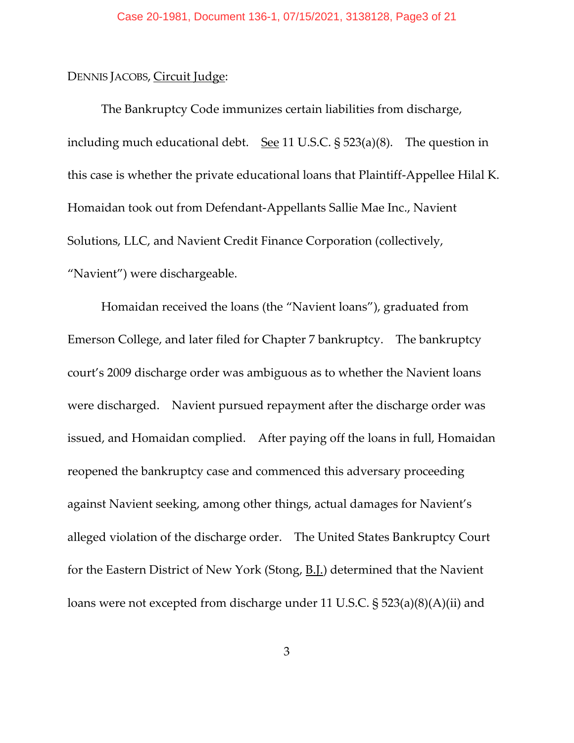DENNIS JACOBS, Circuit Judge:

The Bankruptcy Code immunizes certain liabilities from discharge, including much educational debt. See 11 U.S.C. § 523(a)(8). The question in this case is whether the private educational loans that Plaintiff-Appellee Hilal K. Homaidan took out from Defendant-Appellants Sallie Mae Inc., Navient Solutions, LLC, and Navient Credit Finance Corporation (collectively, "Navient") were dischargeable.

Homaidan received the loans (the "Navient loans"), graduated from Emerson College, and later filed for Chapter 7 bankruptcy. The bankruptcy court's 2009 discharge order was ambiguous as to whether the Navient loans were discharged. Navient pursued repayment after the discharge order was issued, and Homaidan complied. After paying off the loans in full, Homaidan reopened the bankruptcy case and commenced this adversary proceeding against Navient seeking, among other things, actual damages for Navient's alleged violation of the discharge order. The United States Bankruptcy Court for the Eastern District of New York (Stong, B.J.) determined that the Navient loans were not excepted from discharge under 11 U.S.C. § 523(a)(8)(A)(ii) and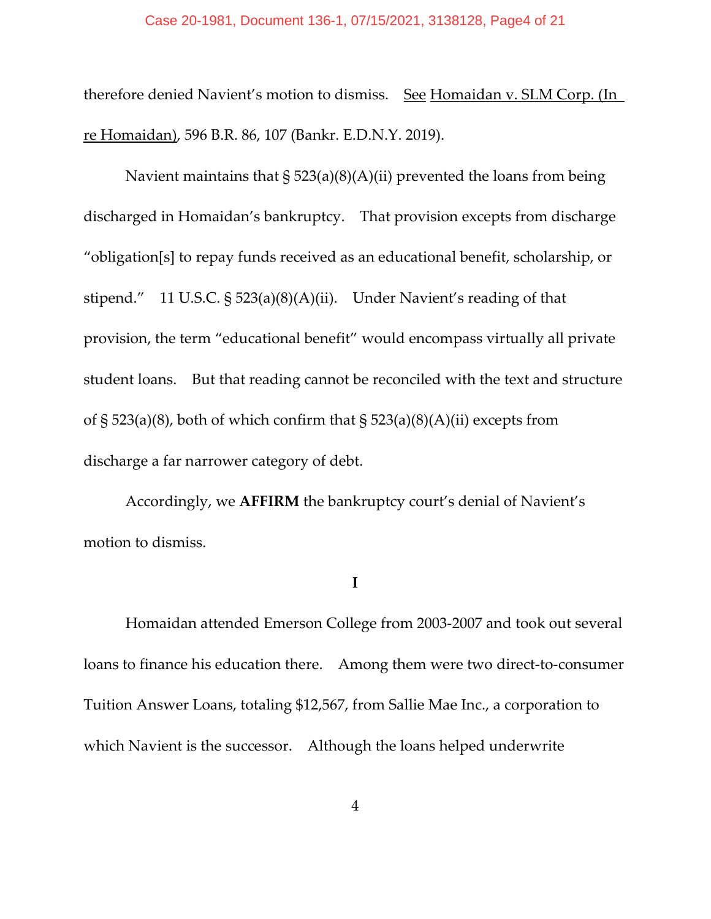therefore denied Navient's motion to dismiss. See Homaidan v. SLM Corp. (In re Homaidan), 596 B.R. 86, 107 (Bankr. E.D.N.Y. 2019).

Navient maintains that § 523(a)(8)(A)(ii) prevented the loans from being discharged in Homaidan's bankruptcy. That provision excepts from discharge "obligation[s] to repay funds received as an educational benefit, scholarship, or stipend." 11 U.S.C. § 523(a)(8)(A)(ii). Under Navient's reading of that provision, the term "educational benefit" would encompass virtually all private student loans. But that reading cannot be reconciled with the text and structure of § 523(a)(8), both of which confirm that § 523(a)(8)(A)(ii) excepts from discharge a far narrower category of debt.

Accordingly, we **AFFIRM** the bankruptcy court's denial of Navient's motion to dismiss.

**I**

Homaidan attended Emerson College from 2003-2007 and took out several loans to finance his education there. Among them were two direct-to-consumer Tuition Answer Loans, totaling $12,567, from Sallie Mae Inc., a corporation to which Navient is the successor. Although the loans helped underwrite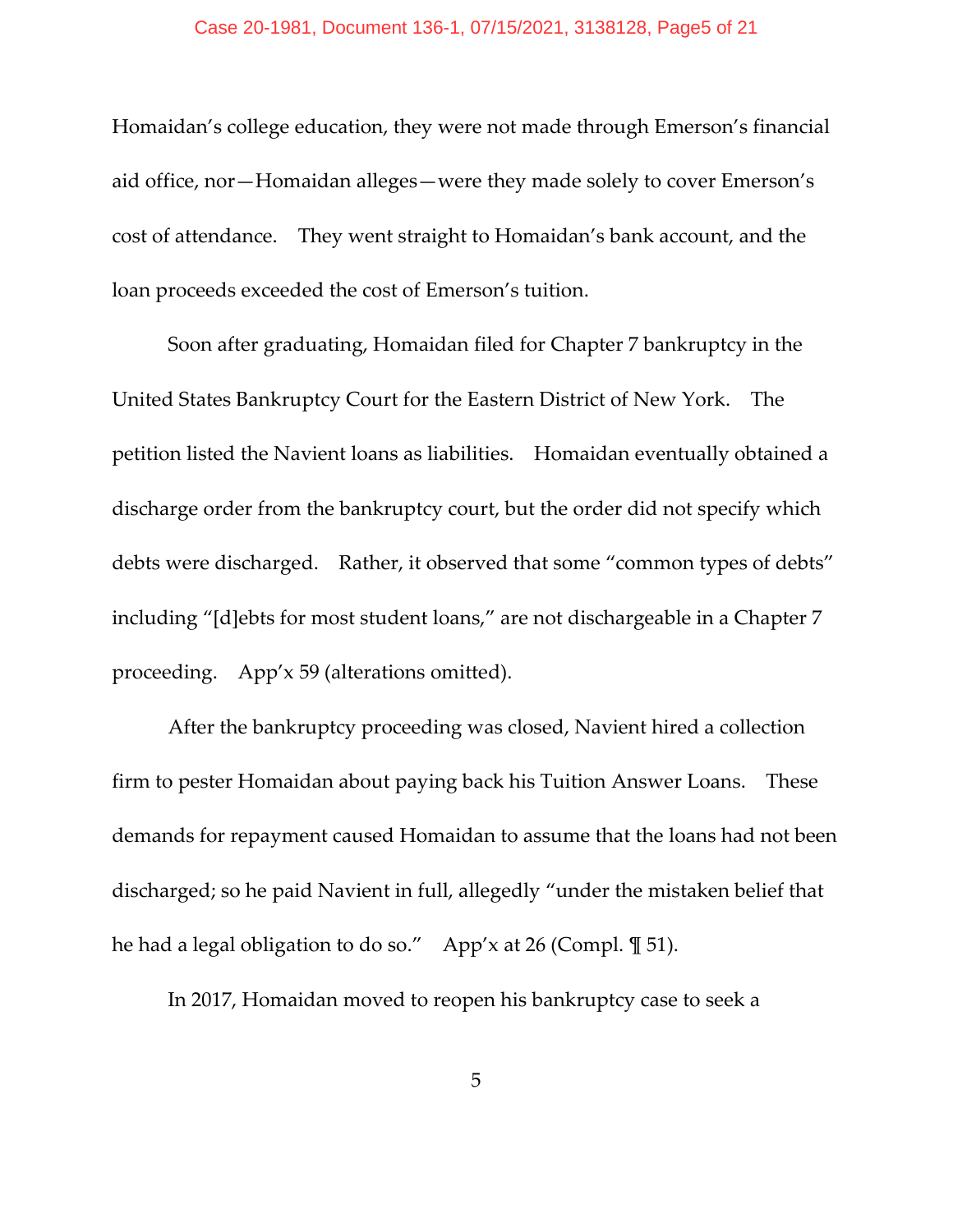Homaidan's college education, they were not made through Emerson's financial aid office, nor—Homaidan alleges—were they made solely to cover Emerson's cost of attendance. They went straight to Homaidan's bank account, and the loan proceeds exceeded the cost of Emerson's tuition.

Soon after graduating, Homaidan filed for Chapter 7 bankruptcy in the United States Bankruptcy Court for the Eastern District of New York. The petition listed the Navient loans as liabilities. Homaidan eventually obtained a discharge order from the bankruptcy court, but the order did not specify which debts were discharged. Rather, it observed that some "common types of debts" including "[d]ebts for most student loans," are not dischargeable in a Chapter 7 proceeding. App'x 59 (alterations omitted).

After the bankruptcy proceeding was closed, Navient hired a collection firm to pester Homaidan about paying back his Tuition Answer Loans. These demands for repayment caused Homaidan to assume that the loans had not been discharged; so he paid Navient in full, allegedly "under the mistaken belief that he had a legal obligation to do so." App'x at 26 (Compl. ¶ 51).

In 2017, Homaidan moved to reopen his bankruptcy case to seek a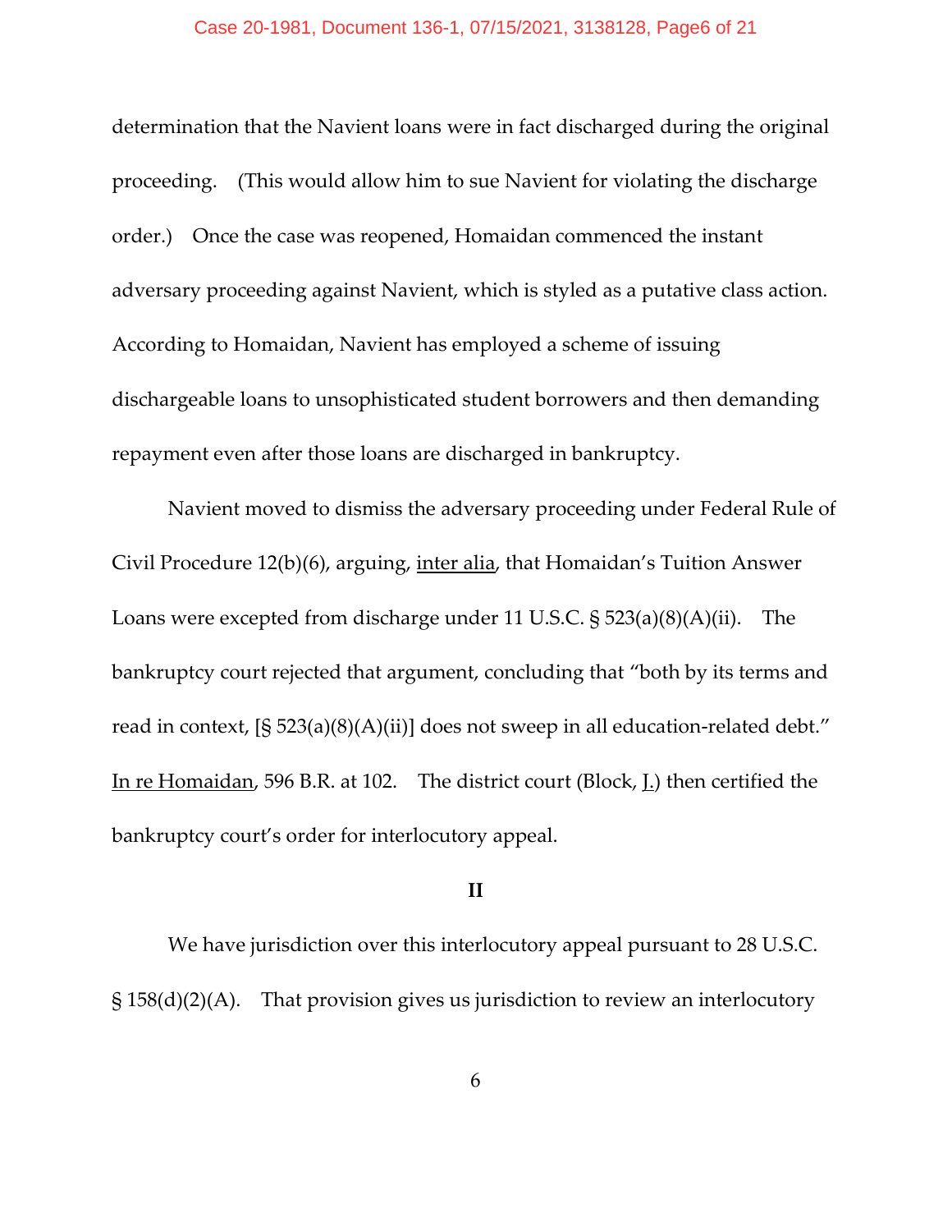determination that the Navient loans were in fact discharged during the original proceeding. (This would allow him to sue Navient for violating the discharge order.) Once the case was reopened, Homaidan commenced the instant adversary proceeding against Navient, which is styled as a putative class action. According to Homaidan, Navient has employed a scheme of issuing dischargeable loans to unsophisticated student borrowers and then demanding repayment even after those loans are discharged in bankruptcy.

Navient moved to dismiss the adversary proceeding under Federal Rule of Civil Procedure 12(b)(6), arguing, inter alia, that Homaidan's Tuition Answer Loans were excepted from discharge under 11 U.S.C. § 523(a)(8)(A)(ii). The bankruptcy court rejected that argument, concluding that "both by its terms and read in context, [§ 523(a)(8)(A)(ii)] does not sweep in all education-related debt." In re Homaidan, 596 B.R. at 102. The district court (Block, J.) then certified the bankruptcy court's order for interlocutory appeal.

**II**

We have jurisdiction over this interlocutory appeal pursuant to 28 U.S.C. § 158(d)(2)(A). That provision gives us jurisdiction to review an interlocutory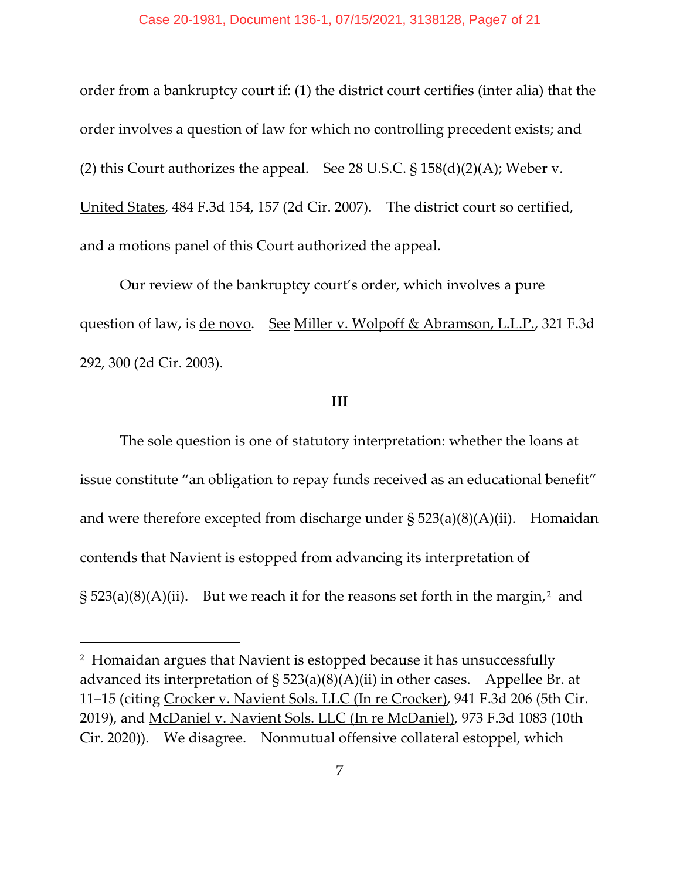order from a bankruptcy court if: (1) the district court certifies (inter alia) that the order involves a question of law for which no controlling precedent exists; and (2) this Court authorizes the appeal. See 28 U.S.C. § 158(d)(2)(A); Weber v. United States, 484 F.3d 154, 157 (2d Cir. 2007). The district court so certified, and a motions panel of this Court authorized the appeal.

Our review of the bankruptcy court's order, which involves a pure question of law, is de novo. See Miller v. Wolpoff & Abramson, L.L.P., 321 F.3d 292, 300 (2d Cir. 2003).

## III

The sole question is one of statutory interpretation: whether the loans at issue constitute "an obligation to repay funds received as an educational benefit" and were therefore excepted from discharge under § 523(a)(8)(A)(ii). Homaidan contends that Navient is estopped from advancing its interpretation of § 523(a)(8)(A)(ii). But we reach it for the reasons set forth in the margin,[2] and

---

[2] Homaidan argues that Navient is estopped because it has unsuccessfully advanced its interpretation of § 523(a)(8)(A)(ii) in other cases. Appellee Br. at 11–15 (citing Crocker v. Navient Sols. LLC (In re Crocker), 941 F.3d 206 (5th Cir. 2019), and McDaniel v. Navient Sols. LLC (In re McDaniel), 973 F.3d 1083 (10th Cir. 2020)). We disagree. Nonmutual offensive collateral estoppel, which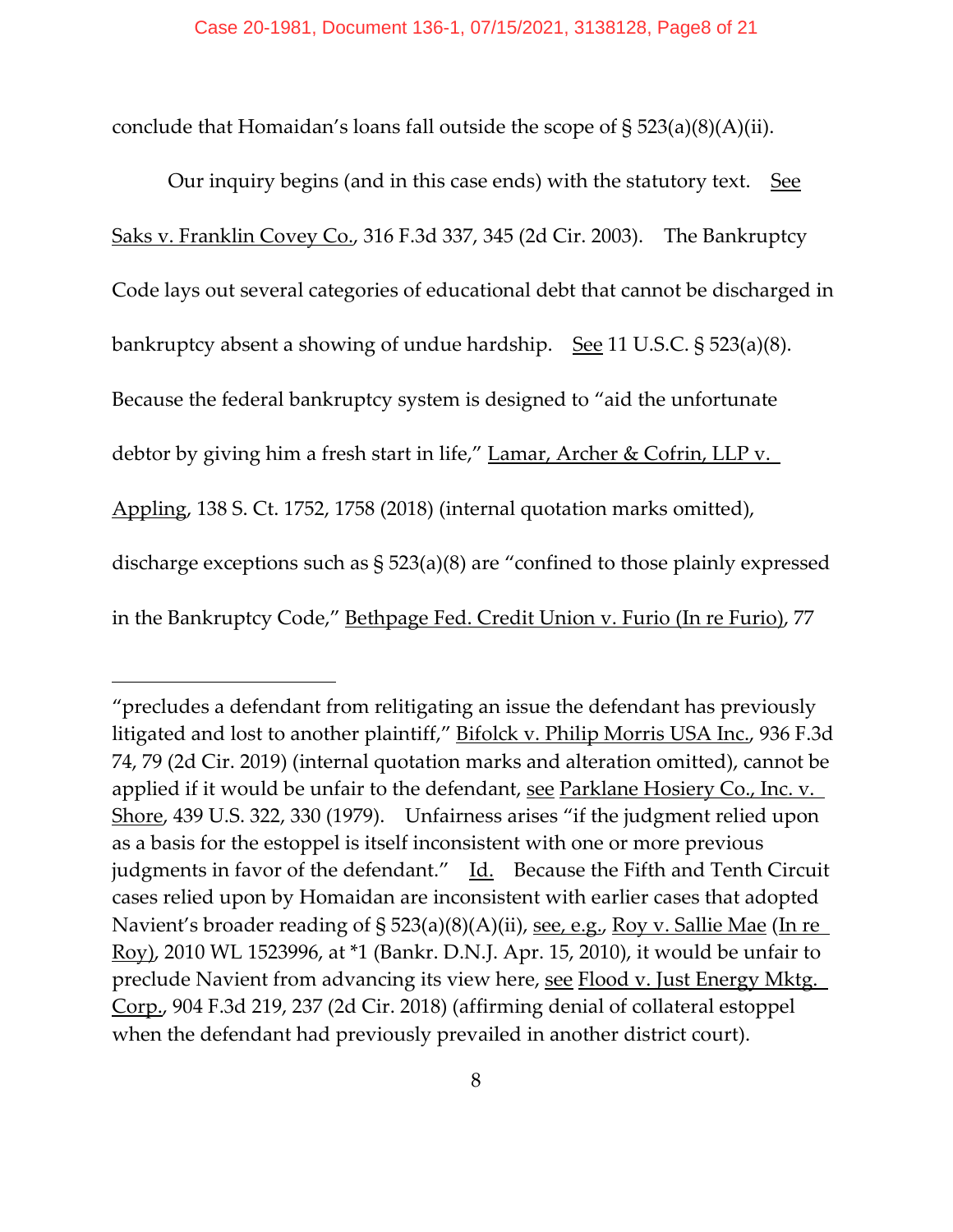conclude that Homaidan's loans fall outside the scope of § 523(a)(8)(A)(ii).

Our inquiry begins (and in this case ends) with the statutory text. See Saks v. Franklin Covey Co., 316 F.3d 337, 345 (2d Cir. 2003). The Bankruptcy Code lays out several categories of educational debt that cannot be discharged in bankruptcy absent a showing of undue hardship. See 11 U.S.C. § 523(a)(8). Because the federal bankruptcy system is designed to "aid the unfortunate debtor by giving him a fresh start in life," Lamar, Archer & Cofrin, LLP v. Appling, 138 S. Ct. 1752, 1758 (2018) (internal quotation marks omitted), discharge exceptions such as § 523(a)(8) are "confined to those plainly expressed in the Bankruptcy Code," Bethpage Fed. Credit Union v. Furio (In re Furio), 77

---

"precludes a defendant from relitigating an issue the defendant has previously litigated and lost to another plaintiff," Bifolck v. Philip Morris USA Inc., 936 F.3d 74, 79 (2d Cir. 2019) (internal quotation marks and alteration omitted), cannot be applied if it would be unfair to the defendant, see Parklane Hosiery Co., Inc. v. Shore, 439 U.S. 322, 330 (1979). Unfairness arises "if the judgment relied upon as a basis for the estoppel is itself inconsistent with one or more previous judgments in favor of the defendant." Id. Because the Fifth and Tenth Circuit cases relied upon by Homaidan are inconsistent with earlier cases that adopted Navient's broader reading of § 523(a)(8)(A)(ii), see, e.g., Roy v. Sallie Mae (In re Roy), 2010 WL 1523996, at *1 (Bankr. D.N.J. Apr. 15, 2010), it would be unfair to preclude Navient from advancing its view here, see Flood v. Just Energy Mktg. Corp., 904 F.3d 219, 237 (2d Cir. 2018) (affirming denial of collateral estoppel when the defendant had previously prevailed in another district court).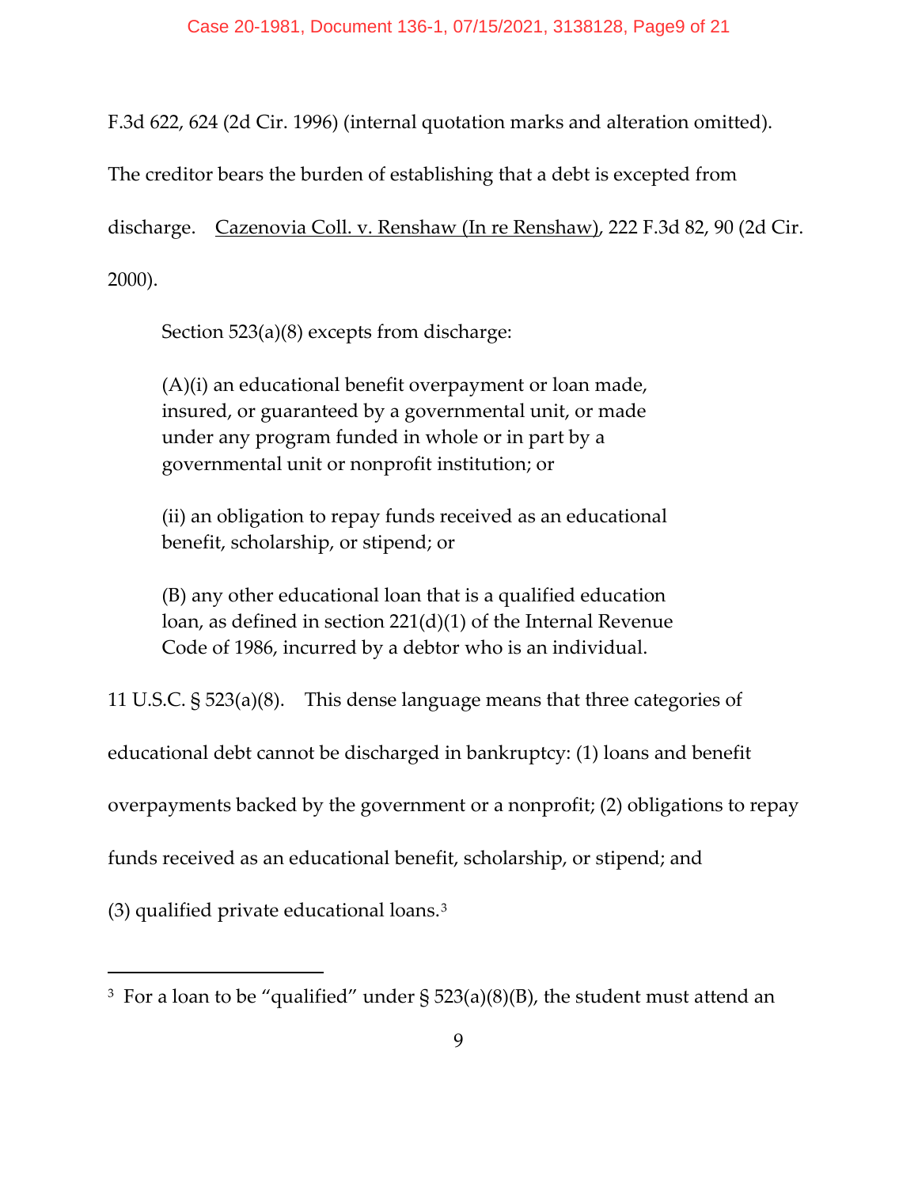F.3d 622, 624 (2d Cir. 1996) (internal quotation marks and alteration omitted). The creditor bears the burden of establishing that a debt is excepted from discharge. Cazenovia Coll. v. Renshaw (In re Renshaw), 222 F.3d 82, 90 (2d Cir. 2000).

> Section 523(a)(8) excepts from discharge:
>
> (A)(i) an educational benefit overpayment or loan made, insured, or guaranteed by a governmental unit, or made under any program funded in whole or in part by a governmental unit or nonprofit institution; or
>
> (ii) an obligation to repay funds received as an educational benefit, scholarship, or stipend; or
>
> (B) any other educational loan that is a qualified education loan, as defined in section 221(d)(1) of the Internal Revenue Code of 1986, incurred by a debtor who is an individual.

11 U.S.C. § 523(a)(8). This dense language means that three categories of educational debt cannot be discharged in bankruptcy: (1) loans and benefit overpayments backed by the government or a nonprofit; (2) obligations to repay funds received as an educational benefit, scholarship, or stipend; and (3) qualified private educational loans.[3]

---

[3] For a loan to be "qualified" under § 523(a)(8)(B), the student must attend an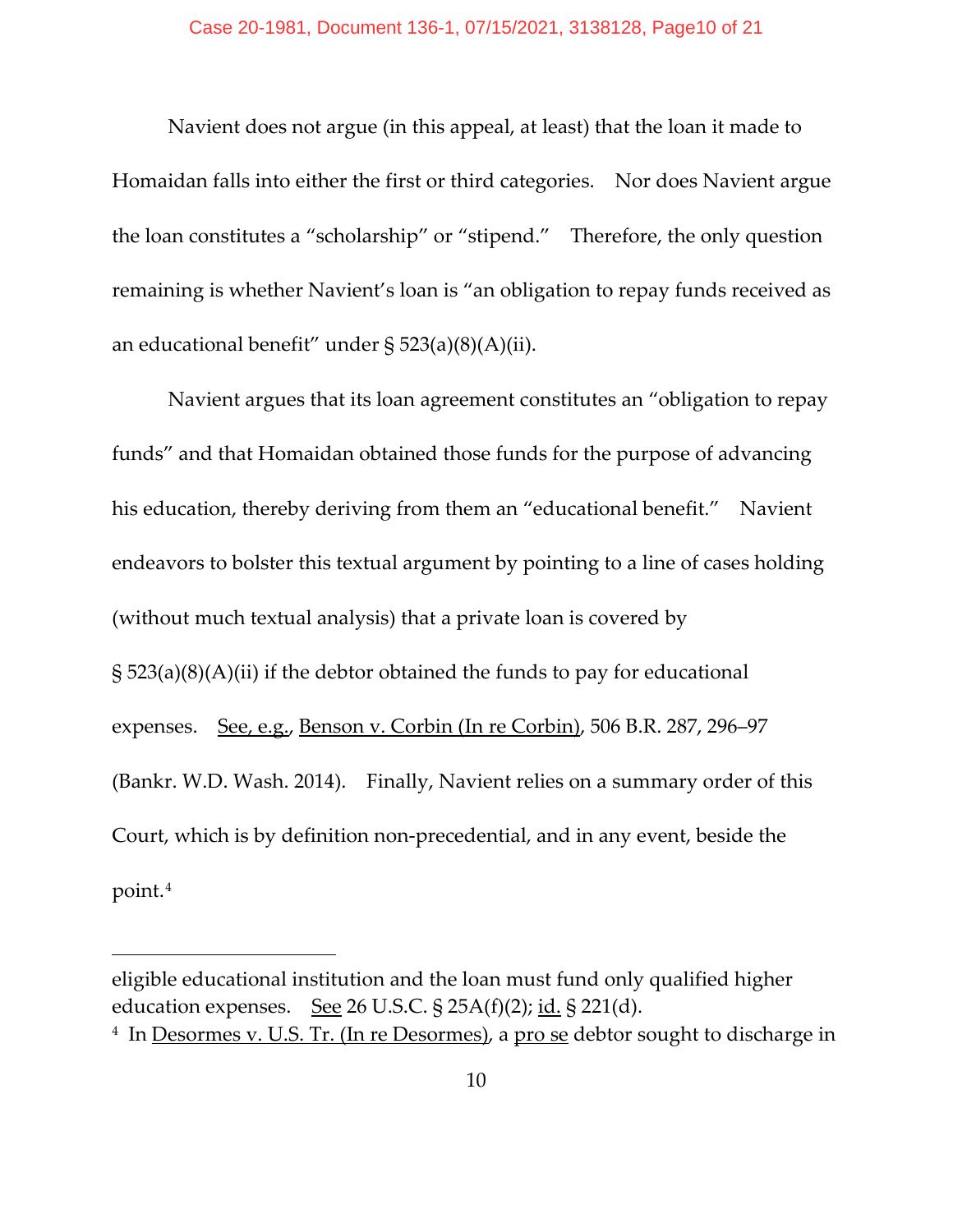Navient does not argue (in this appeal, at least) that the loan it made to Homaidan falls into either the first or third categories. Nor does Navient argue the loan constitutes a "scholarship" or "stipend." Therefore, the only question remaining is whether Navient's loan is "an obligation to repay funds received as an educational benefit" under § 523(a)(8)(A)(ii).

Navient argues that its loan agreement constitutes an "obligation to repay funds" and that Homaidan obtained those funds for the purpose of advancing his education, thereby deriving from them an "educational benefit." Navient endeavors to bolster this textual argument by pointing to a line of cases holding (without much textual analysis) that a private loan is covered by § 523(a)(8)(A)(ii) if the debtor obtained the funds to pay for educational expenses. See, e.g., Benson v. Corbin (In re Corbin), 506 B.R. 287, 296–97 (Bankr. W.D. Wash. 2014). Finally, Navient relies on a summary order of this Court, which is by definition non-precedential, and in any event, beside the point.[4]

---

eligible educational institution and the loan must fund only qualified higher education expenses. See 26 U.S.C. § 25A(f)(2); id. § 221(d).

[4] In Desormes v. U.S. Tr. (In re Desormes), a pro se debtor sought to discharge in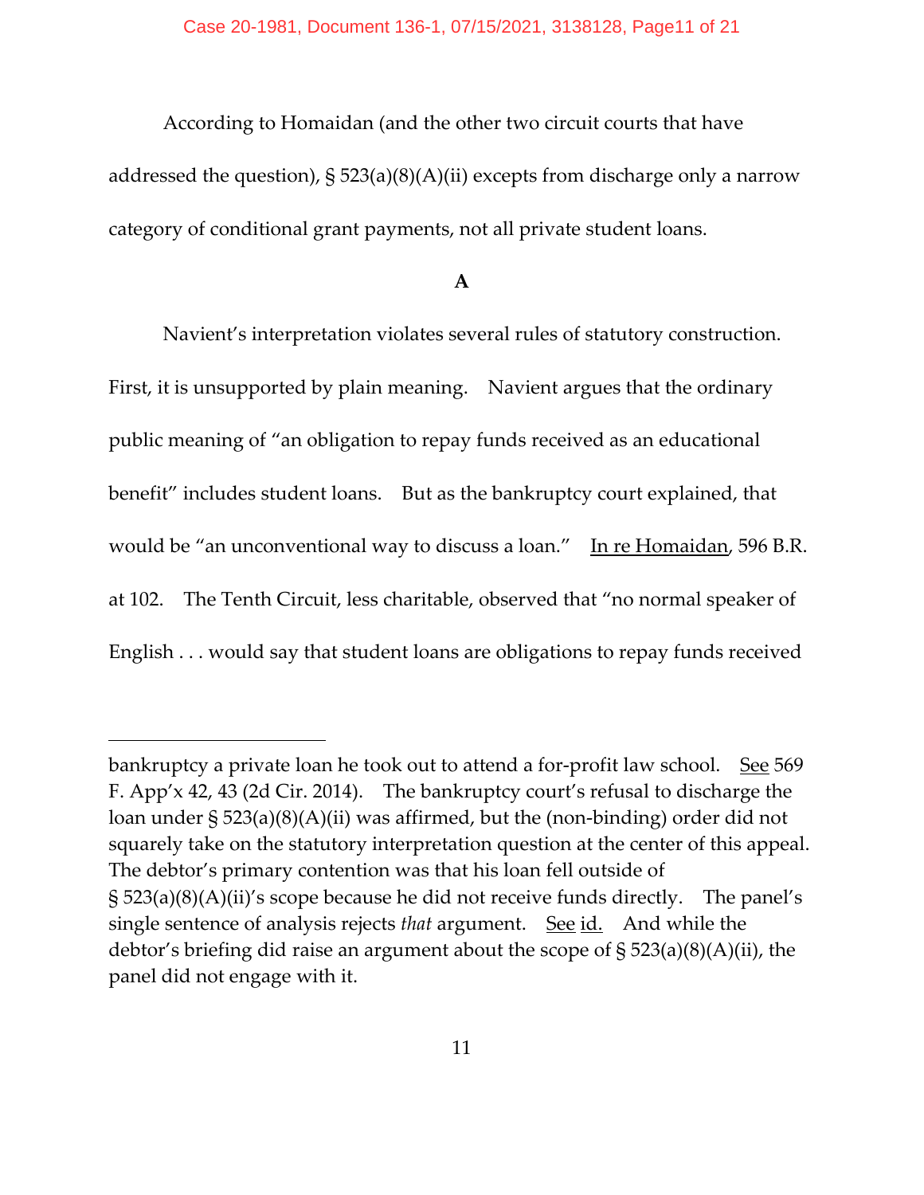According to Homaidan (and the other two circuit courts that have addressed the question), § 523(a)(8)(A)(ii) excepts from discharge only a narrow category of conditional grant payments, not all private student loans.

**A**

Navient's interpretation violates several rules of statutory construction. First, it is unsupported by plain meaning. Navient argues that the ordinary public meaning of "an obligation to repay funds received as an educational benefit" includes student loans. But as the bankruptcy court explained, that would be "an unconventional way to discuss a loan." In re Homaidan, 596 B.R. at 102. The Tenth Circuit, less charitable, observed that "no normal speaker of English . . . would say that student loans are obligations to repay funds received

---

bankruptcy a private loan he took out to attend a for-profit law school. See 569 F. App'x 42, 43 (2d Cir. 2014). The bankruptcy court's refusal to discharge the loan under § 523(a)(8)(A)(ii) was affirmed, but the (non-binding) order did not squarely take on the statutory interpretation question at the center of this appeal. The debtor's primary contention was that his loan fell outside of § 523(a)(8)(A)(ii)'s scope because he did not receive funds directly. The panel's single sentence of analysis rejects *that* argument. See id. And while the debtor's briefing did raise an argument about the scope of § 523(a)(8)(A)(ii), the panel did not engage with it.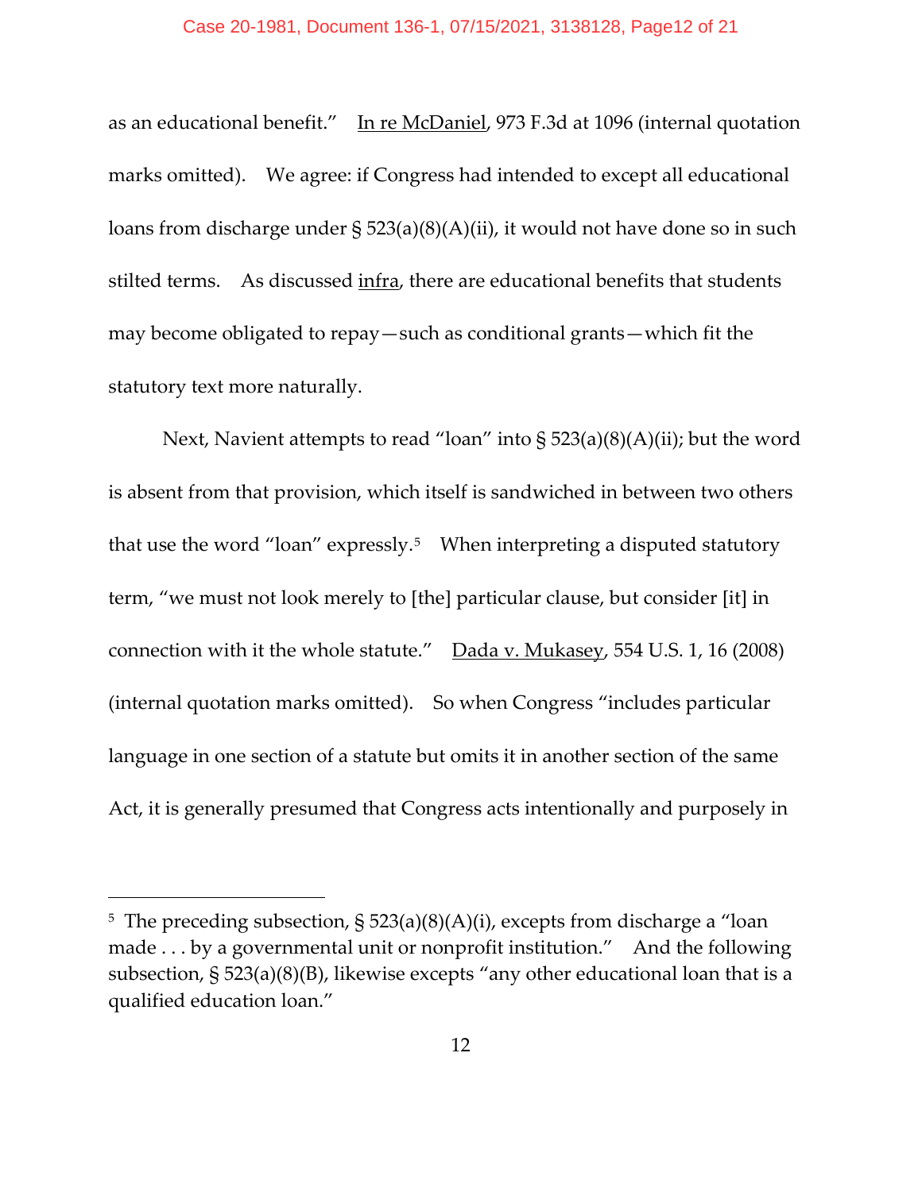as an educational benefit." In re McDaniel, 973 F.3d at 1096 (internal quotation marks omitted). We agree: if Congress had intended to except all educational loans from discharge under § 523(a)(8)(A)(ii), it would not have done so in such stilted terms. As discussed infra, there are educational benefits that students may become obligated to repay—such as conditional grants—which fit the statutory text more naturally.

Next, Navient attempts to read "loan" into § 523(a)(8)(A)(ii); but the word is absent from that provision, which itself is sandwiched in between two others that use the word "loan" expressly.[5] When interpreting a disputed statutory term, "we must not look merely to [the] particular clause, but consider [it] in connection with it the whole statute." Dada v. Mukasey, 554 U.S. 1, 16 (2008) (internal quotation marks omitted). So when Congress "includes particular language in one section of a statute but omits it in another section of the same Act, it is generally presumed that Congress acts intentionally and purposely in

---

[5] The preceding subsection, § 523(a)(8)(A)(i), excepts from discharge a "loan made . . . by a governmental unit or nonprofit institution." And the following subsection, § 523(a)(8)(B), likewise excepts "any other educational loan that is a qualified education loan."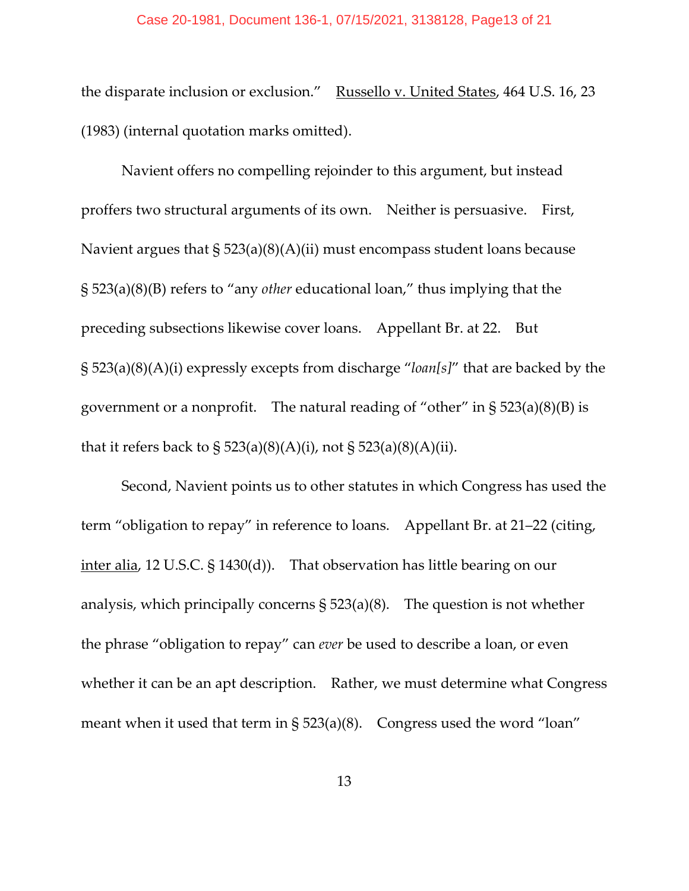the disparate inclusion or exclusion." Russello v. United States, 464 U.S. 16, 23 (1983) (internal quotation marks omitted).

Navient offers no compelling rejoinder to this argument, but instead proffers two structural arguments of its own. Neither is persuasive. First, Navient argues that § 523(a)(8)(A)(ii) must encompass student loans because § 523(a)(8)(B) refers to "any *other* educational loan," thus implying that the preceding subsections likewise cover loans. Appellant Br. at 22. But § 523(a)(8)(A)(i) expressly excepts from discharge "*loan[s]*" that are backed by the government or a nonprofit. The natural reading of "other" in § 523(a)(8)(B) is that it refers back to § 523(a)(8)(A)(i), not § 523(a)(8)(A)(ii).

Second, Navient points us to other statutes in which Congress has used the term "obligation to repay" in reference to loans. Appellant Br. at 21–22 (citing, inter alia, 12 U.S.C. § 1430(d)). That observation has little bearing on our analysis, which principally concerns § 523(a)(8). The question is not whether the phrase "obligation to repay" can *ever* be used to describe a loan, or even whether it can be an apt description. Rather, we must determine what Congress meant when it used that term in § 523(a)(8). Congress used the word "loan"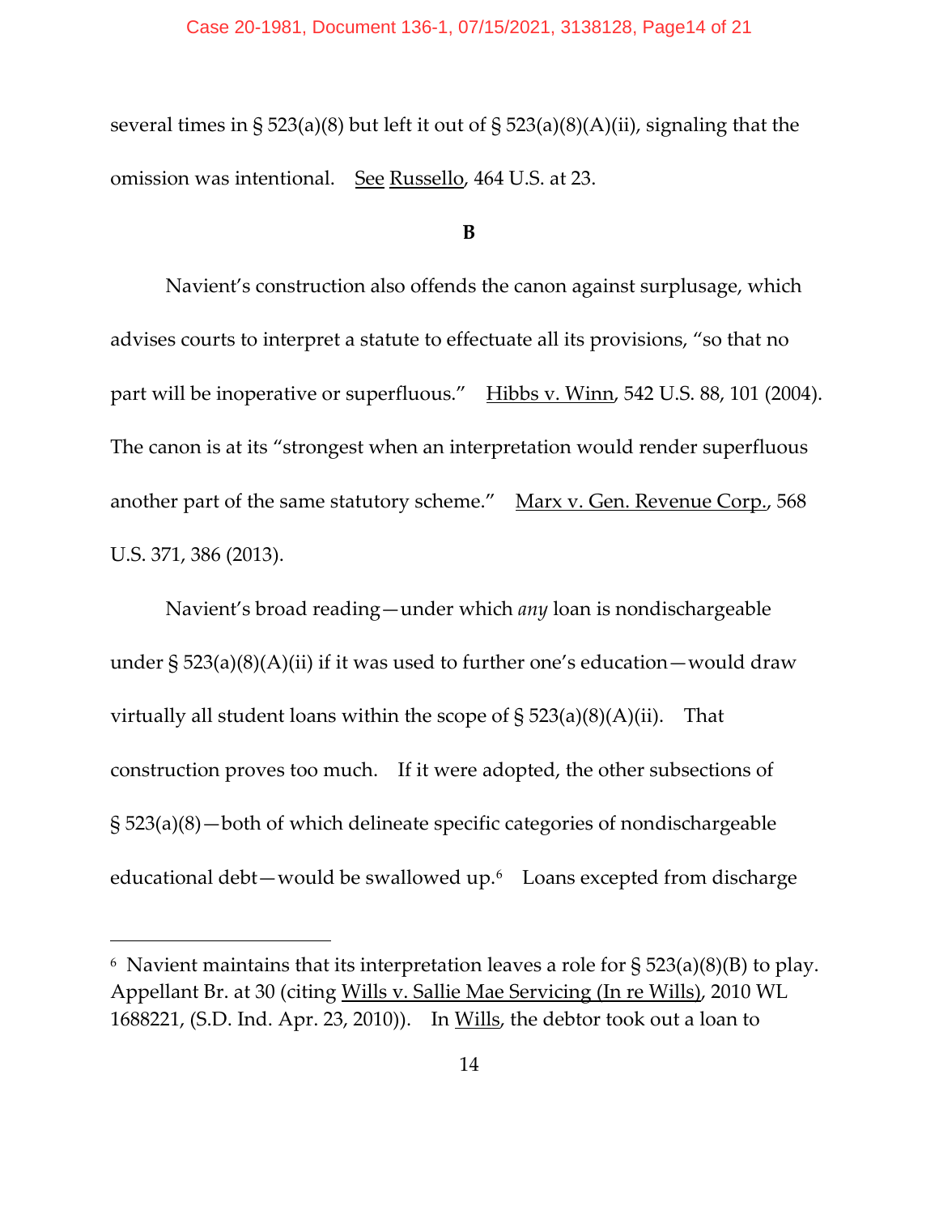several times in § 523(a)(8) but left it out of § 523(a)(8)(A)(ii), signaling that the omission was intentional. See Russello, 464 U.S. at 23.

**B**

Navient's construction also offends the canon against surplusage, which advises courts to interpret a statute to effectuate all its provisions, "so that no part will be inoperative or superfluous." Hibbs v. Winn, 542 U.S. 88, 101 (2004). The canon is at its "strongest when an interpretation would render superfluous another part of the same statutory scheme." Marx v. Gen. Revenue Corp., 568 U.S. 371, 386 (2013).

Navient's broad reading—under which *any* loan is nondischargeable under § 523(a)(8)(A)(ii) if it was used to further one's education—would draw virtually all student loans within the scope of § 523(a)(8)(A)(ii). That construction proves too much. If it were adopted, the other subsections of § 523(a)(8)—both of which delineate specific categories of nondischargeable educational debt—would be swallowed up.[6] Loans excepted from discharge

[6] Navient maintains that its interpretation leaves a role for § 523(a)(8)(B) to play. Appellant Br. at 30 (citing Wills v. Sallie Mae Servicing (In re Wills), 2010 WL 1688221, (S.D. Ind. Apr. 23, 2010)). In Wills, the debtor took out a loan to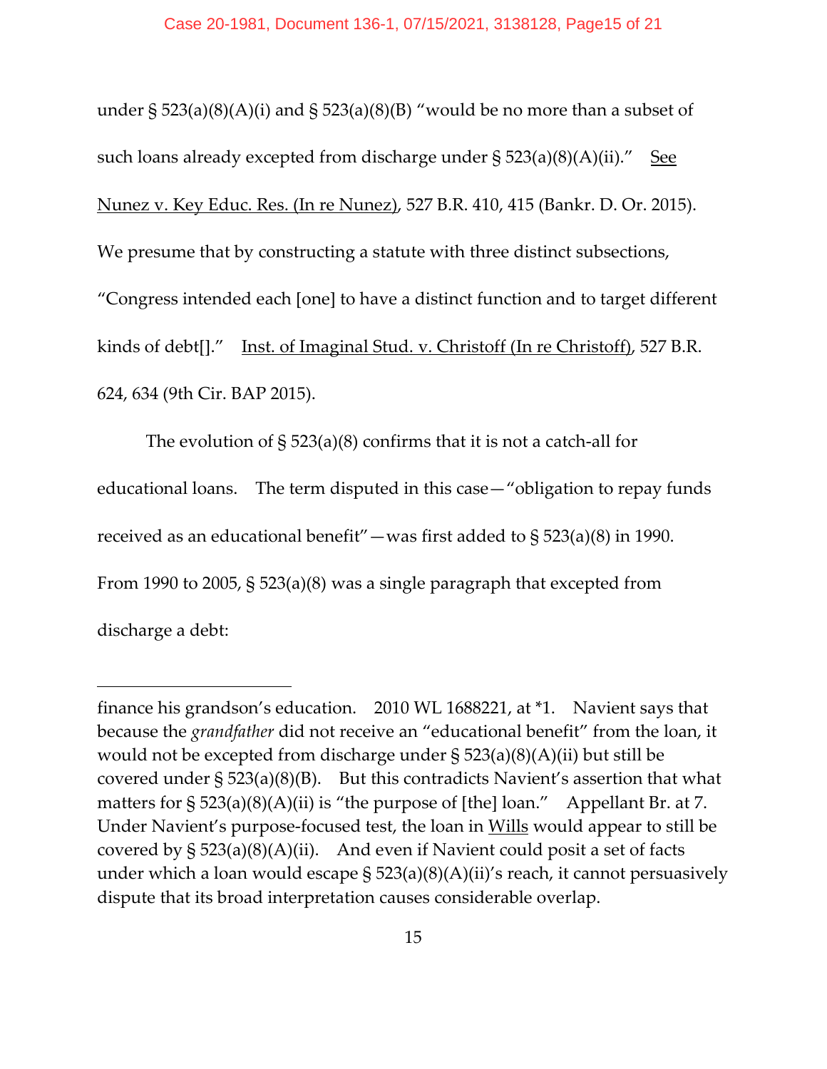under § 523(a)(8)(A)(i) and § 523(a)(8)(B) "would be no more than a subset of such loans already excepted from discharge under § 523(a)(8)(A)(ii)." See Nunez v. Key Educ. Res. (In re Nunez), 527 B.R. 410, 415 (Bankr. D. Or. 2015). We presume that by constructing a statute with three distinct subsections, "Congress intended each [one] to have a distinct function and to target different kinds of debt[]." Inst. of Imaginal Stud. v. Christoff (In re Christoff), 527 B.R. 624, 634 (9th Cir. BAP 2015).

The evolution of § 523(a)(8) confirms that it is not a catch-all for educational loans. The term disputed in this case—"obligation to repay funds received as an educational benefit"—was first added to § 523(a)(8) in 1990. From 1990 to 2005, § 523(a)(8) was a single paragraph that excepted from discharge a debt:

---

finance his grandson's education. 2010 WL 1688221, at *1. Navient says that because the *grandfather* did not receive an "educational benefit" from the loan, it would not be excepted from discharge under § 523(a)(8)(A)(ii) but still be covered under § 523(a)(8)(B). But this contradicts Navient's assertion that what matters for § 523(a)(8)(A)(ii) is "the purpose of [the] loan." Appellant Br. at 7. Under Navient's purpose-focused test, the loan in Wills would appear to still be covered by § 523(a)(8)(A)(ii). And even if Navient could posit a set of facts under which a loan would escape § 523(a)(8)(A)(ii)'s reach, it cannot persuasively dispute that its broad interpretation causes considerable overlap.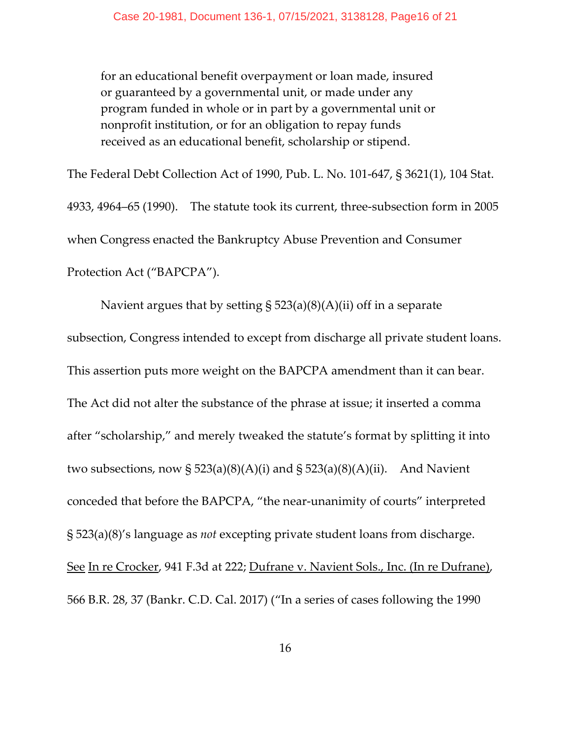> for an educational benefit overpayment or loan made, insured or guaranteed by a governmental unit, or made under any program funded in whole or in part by a governmental unit or nonprofit institution, or for an obligation to repay funds received as an educational benefit, scholarship or stipend.

The Federal Debt Collection Act of 1990, Pub. L. No. 101-647, § 3621(1), 104 Stat. 4933, 4964–65 (1990). The statute took its current, three-subsection form in 2005 when Congress enacted the Bankruptcy Abuse Prevention and Consumer Protection Act ("BAPCPA").

Navient argues that by setting § 523(a)(8)(A)(ii) off in a separate subsection, Congress intended to except from discharge all private student loans. This assertion puts more weight on the BAPCPA amendment than it can bear. The Act did not alter the substance of the phrase at issue; it inserted a comma after "scholarship," and merely tweaked the statute's format by splitting it into two subsections, now § 523(a)(8)(A)(i) and § 523(a)(8)(A)(ii). And Navient conceded that before the BAPCPA, "the near-unanimity of courts" interpreted § 523(a)(8)'s language as *not* excepting private student loans from discharge. See In re Crocker, 941 F.3d at 222; Dufrane v. Navient Sols., Inc. (In re Dufrane), 566 B.R. 28, 37 (Bankr. C.D. Cal. 2017) ("In a series of cases following the 1990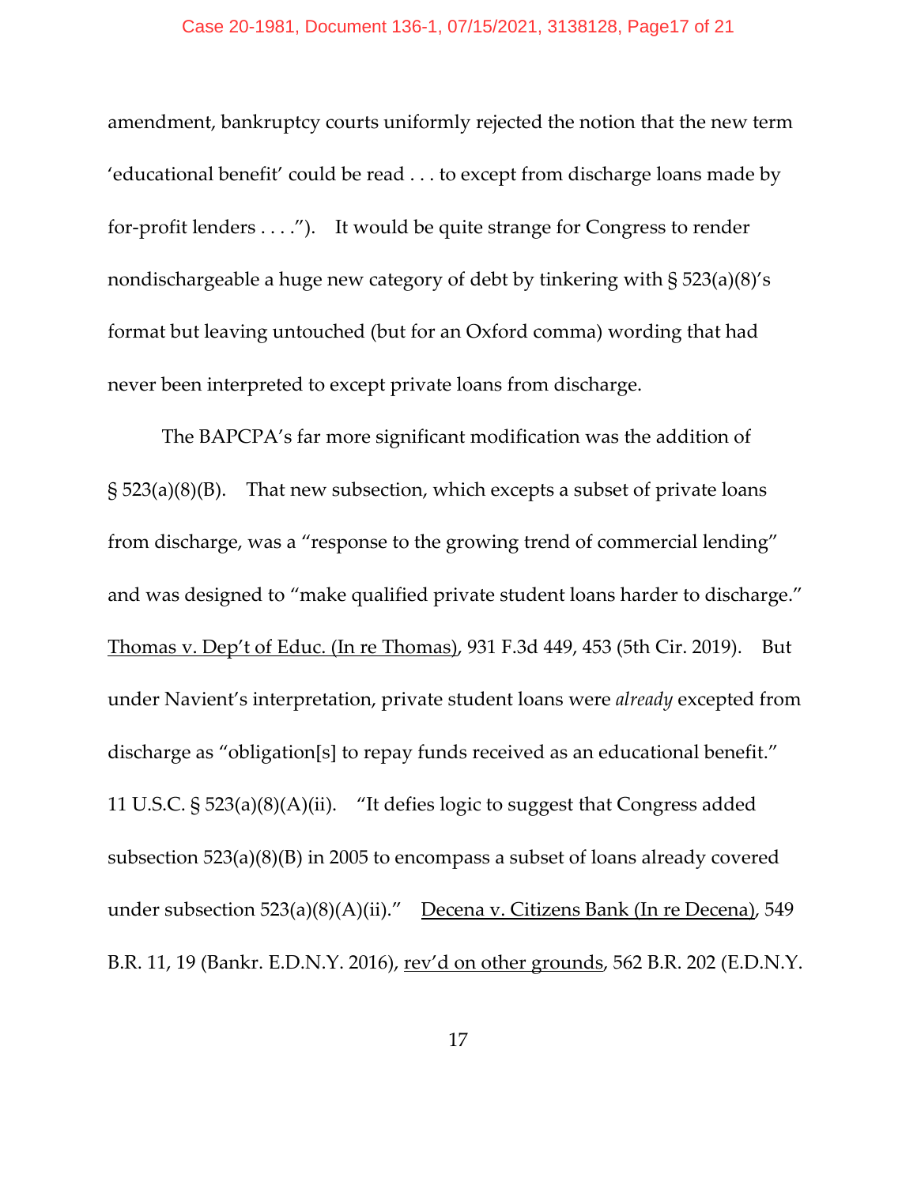amendment, bankruptcy courts uniformly rejected the notion that the new term 'educational benefit' could be read . . . to except from discharge loans made by for-profit lenders . . . ."). It would be quite strange for Congress to render nondischargeable a huge new category of debt by tinkering with § 523(a)(8)'s format but leaving untouched (but for an Oxford comma) wording that had never been interpreted to except private loans from discharge.

The BAPCPA's far more significant modification was the addition of § 523(a)(8)(B). That new subsection, which excepts a subset of private loans from discharge, was a "response to the growing trend of commercial lending" and was designed to "make qualified private student loans harder to discharge." Thomas v. Dep't of Educ. (In re Thomas), 931 F.3d 449, 453 (5th Cir. 2019). But under Navient's interpretation, private student loans were *already* excepted from discharge as "obligation[s] to repay funds received as an educational benefit." 11 U.S.C. § 523(a)(8)(A)(ii). "It defies logic to suggest that Congress added subsection 523(a)(8)(B) in 2005 to encompass a subset of loans already covered under subsection 523(a)(8)(A)(ii)." Decena v. Citizens Bank (In re Decena), 549 B.R. 11, 19 (Bankr. E.D.N.Y. 2016), rev'd on other grounds, 562 B.R. 202 (E.D.N.Y.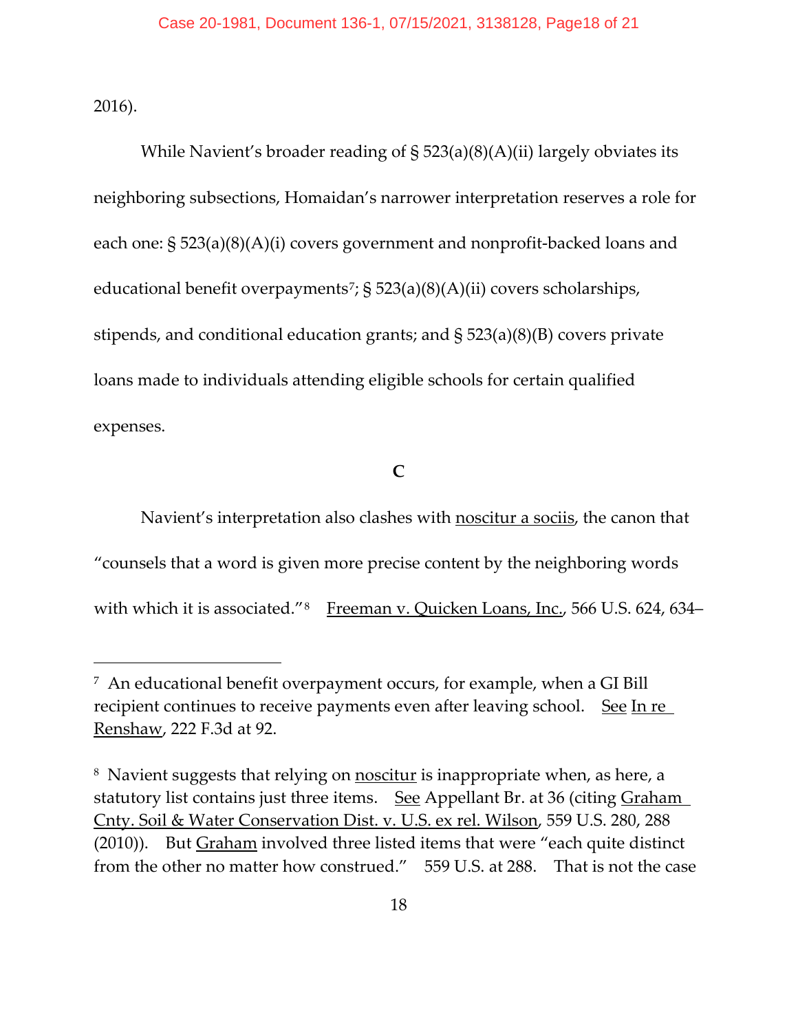2016).

While Navient's broader reading of § 523(a)(8)(A)(ii) largely obviates its neighboring subsections, Homaidan's narrower interpretation reserves a role for each one: § 523(a)(8)(A)(i) covers government and nonprofit-backed loans and educational benefit overpayments[7]; § 523(a)(8)(A)(ii) covers scholarships, stipends, and conditional education grants; and § 523(a)(8)(B) covers private loans made to individuals attending eligible schools for certain qualified expenses.

**C**

Navient's interpretation also clashes with noscitur a sociis, the canon that "counsels that a word is given more precise content by the neighboring words with which it is associated."[8] Freeman v. Quicken Loans, Inc., 566 U.S. 624, 634–

---

[7] An educational benefit overpayment occurs, for example, when a GI Bill recipient continues to receive payments even after leaving school. See In re Renshaw, 222 F.3d at 92.

[8] Navient suggests that relying on noscitur is inappropriate when, as here, a statutory list contains just three items. See Appellant Br. at 36 (citing Graham Cnty. Soil & Water Conservation Dist. v. U.S. ex rel. Wilson, 559 U.S. 280, 288 (2010)). But Graham involved three listed items that were "each quite distinct from the other no matter how construed." 559 U.S. at 288. That is not the case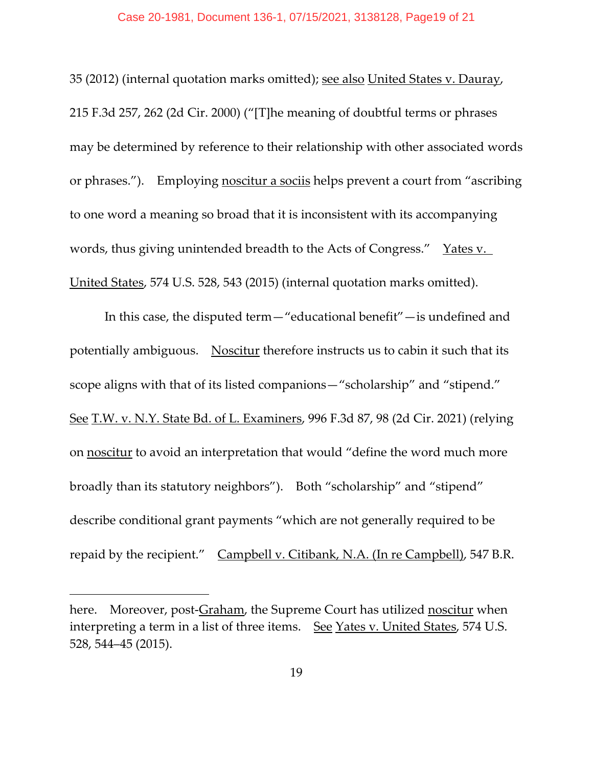35 (2012) (internal quotation marks omitted); see also United States v. Dauray, 215 F.3d 257, 262 (2d Cir. 2000) ("[T]he meaning of doubtful terms or phrases may be determined by reference to their relationship with other associated words or phrases."). Employing noscitur a sociis helps prevent a court from "ascribing to one word a meaning so broad that it is inconsistent with its accompanying words, thus giving unintended breadth to the Acts of Congress." Yates v. United States, 574 U.S. 528, 543 (2015) (internal quotation marks omitted).

In this case, the disputed term—"educational benefit"—is undefined and potentially ambiguous. Noscitur therefore instructs us to cabin it such that its scope aligns with that of its listed companions—"scholarship" and "stipend." See T.W. v. N.Y. State Bd. of L. Examiners, 996 F.3d 87, 98 (2d Cir. 2021) (relying on noscitur to avoid an interpretation that would "define the word much more broadly than its statutory neighbors"). Both "scholarship" and "stipend" describe conditional grant payments "which are not generally required to be repaid by the recipient." Campbell v. Citibank, N.A. (In re Campbell), 547 B.R.

---

here. Moreover, post-Graham, the Supreme Court has utilized noscitur when interpreting a term in a list of three items. See Yates v. United States, 574 U.S. 528, 544–45 (2015).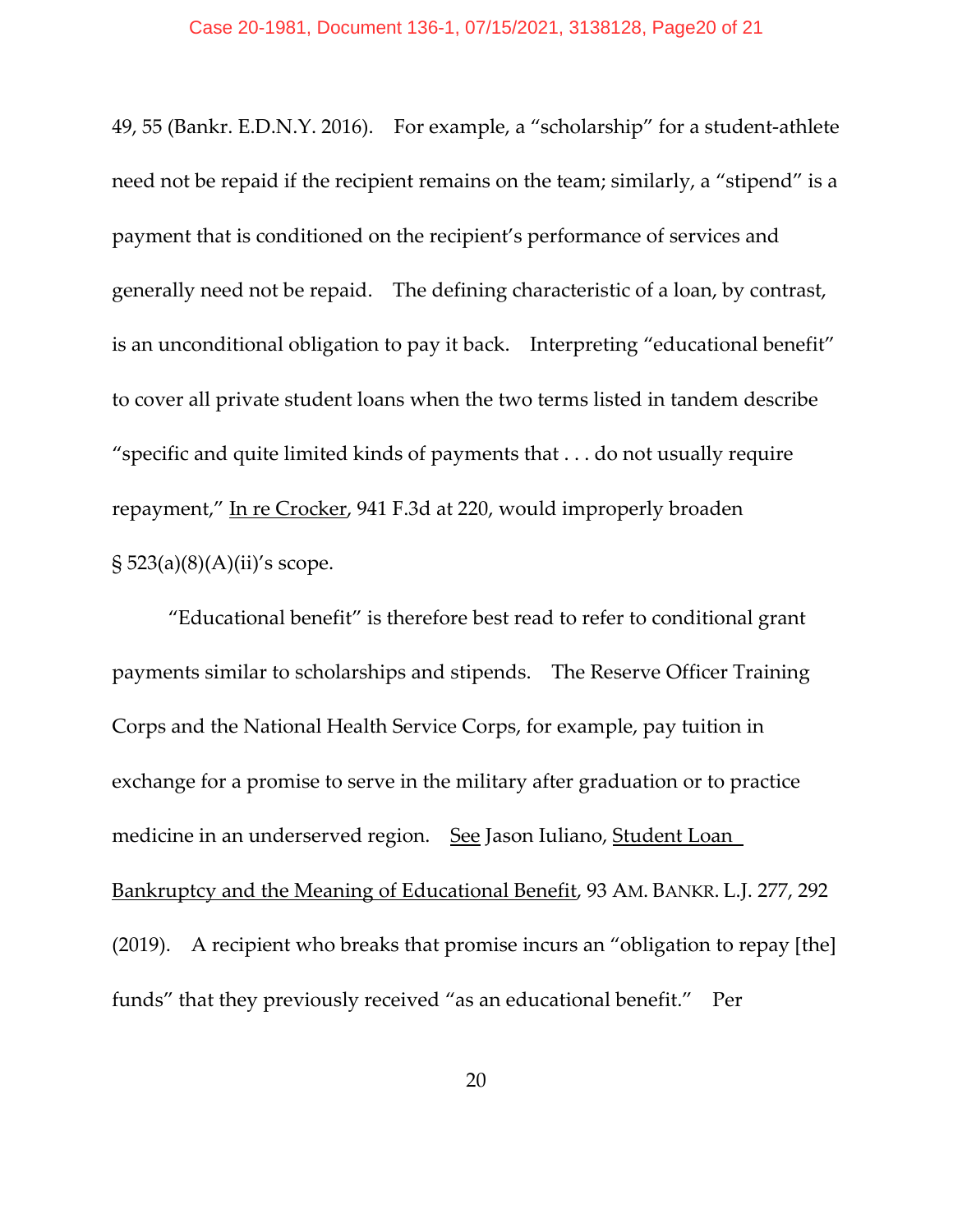49, 55 (Bankr. E.D.N.Y. 2016). For example, a "scholarship" for a student-athlete need not be repaid if the recipient remains on the team; similarly, a "stipend" is a payment that is conditioned on the recipient's performance of services and generally need not be repaid. The defining characteristic of a loan, by contrast, is an unconditional obligation to pay it back. Interpreting "educational benefit" to cover all private student loans when the two terms listed in tandem describe "specific and quite limited kinds of payments that . . . do not usually require repayment," In re Crocker, 941 F.3d at 220, would improperly broaden § 523(a)(8)(A)(ii)'s scope.

"Educational benefit" is therefore best read to refer to conditional grant payments similar to scholarships and stipends. The Reserve Officer Training Corps and the National Health Service Corps, for example, pay tuition in exchange for a promise to serve in the military after graduation or to practice medicine in an underserved region. See Jason Iuliano, Student Loan Bankruptcy and the Meaning of Educational Benefit, 93 AM. BANKR. L.J. 277, 292 (2019). A recipient who breaks that promise incurs an "obligation to repay [the] funds" that they previously received "as an educational benefit." Per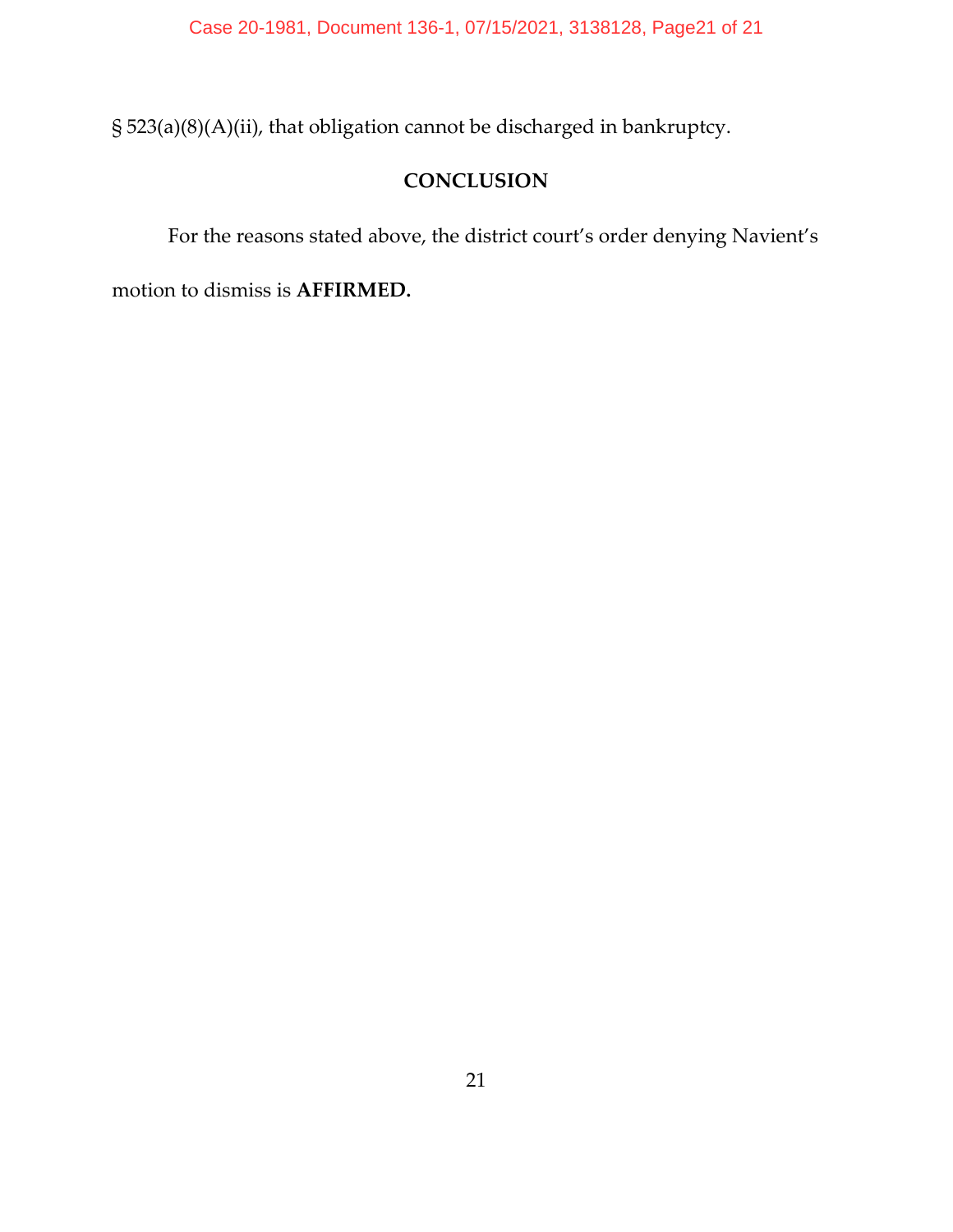§ 523(a)(8)(A)(ii), that obligation cannot be discharged in bankruptcy.

## CONCLUSION

For the reasons stated above, the district court's order denying Navient's motion to dismiss is **AFFIRMED.**